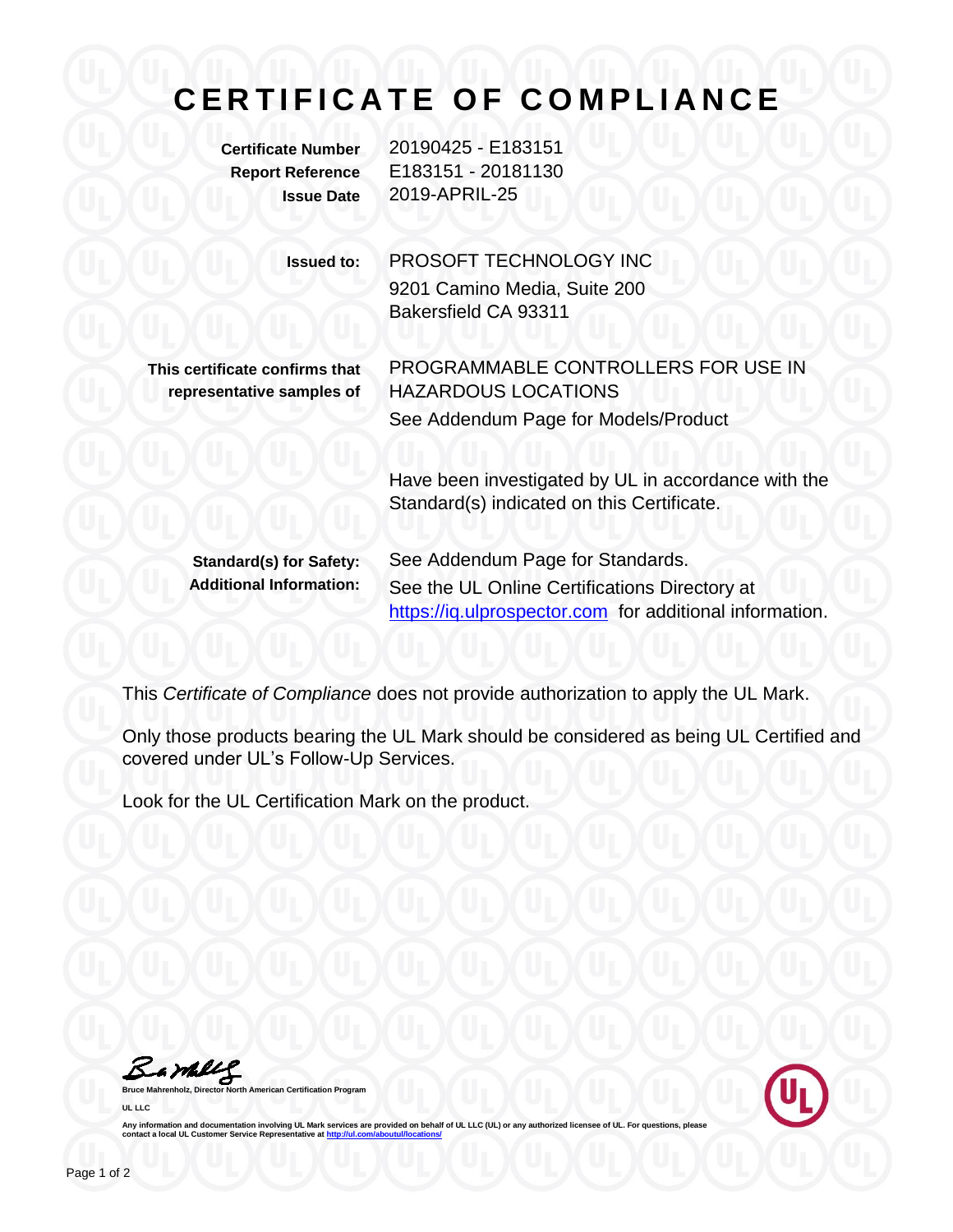# CERTIFICATE OF COMPLIANCE

**Certificate Number** 20190425 - E183151
**Report Reference** E183151 - 20181130
**Issue Date** 2019-APRIL-25

**Issued to:** PROSOFT TECHNOLOGY INC
9201 Camino Media, Suite 200
Bakersfield CA 93311

**This certificate confirms that representative samples of** PROGRAMMABLE CONTROLLERS FOR USE IN HAZARDOUS LOCATIONS
See Addendum Page for Models/Product

Have been investigated by UL in accordance with the Standard(s) indicated on this Certificate.

**Standard(s) for Safety:** See Addendum Page for Standards.
**Additional Information:** See the UL Online Certifications Directory at https://iq.ulprospector.com for additional information.

This *Certificate of Compliance* does not provide authorization to apply the UL Mark.

Only those products bearing the UL Mark should be considered as being UL Certified and covered under UL's Follow-Up Services.

Look for the UL Certification Mark on the product.

**Bruce Mahrenholz, Director North American Certification Program**

**UL LLC**

Any information and documentation involving UL Mark services are provided on behalf of UL LLC (UL) or any authorized licensee of UL. For questions, please contact a local UL Customer Service Representative at http://ul.com/aboutul/locations/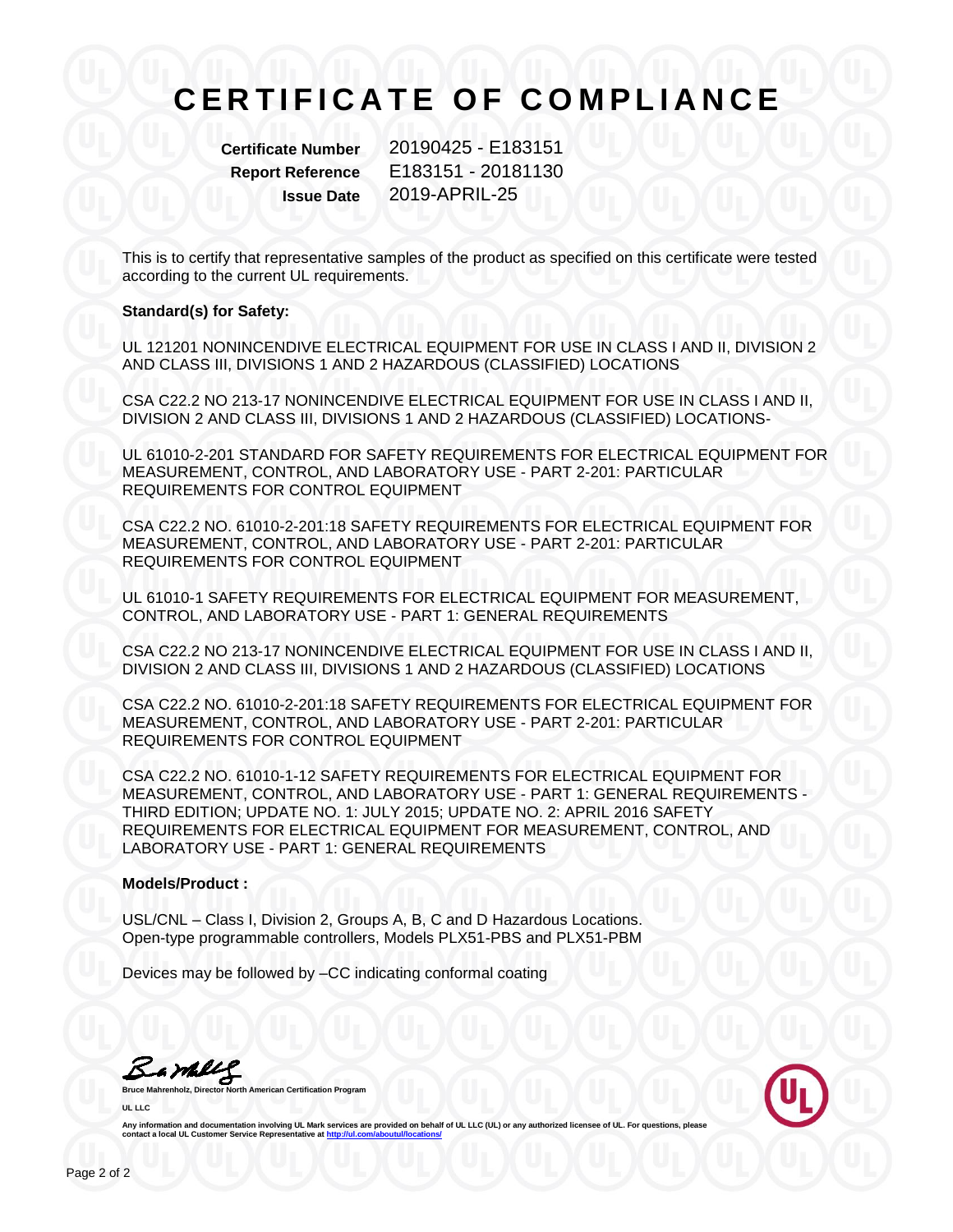# CERTIFICATE OF COMPLIANCE

**Certificate Number** 20190425 - E183151
**Report Reference** E183151 - 20181130
**Issue Date** 2019-APRIL-25

This is to certify that representative samples of the product as specified on this certificate were tested according to the current UL requirements.

**Standard(s) for Safety:**

UL 121201 NONINCENDIVE ELECTRICAL EQUIPMENT FOR USE IN CLASS I AND II, DIVISION 2 AND CLASS III, DIVISIONS 1 AND 2 HAZARDOUS (CLASSIFIED) LOCATIONS

CSA C22.2 NO 213-17 NONINCENDIVE ELECTRICAL EQUIPMENT FOR USE IN CLASS I AND II, DIVISION 2 AND CLASS III, DIVISIONS 1 AND 2 HAZARDOUS (CLASSIFIED) LOCATIONS-

UL 61010-2-201 STANDARD FOR SAFETY REQUIREMENTS FOR ELECTRICAL EQUIPMENT FOR MEASUREMENT, CONTROL, AND LABORATORY USE - PART 2-201: PARTICULAR REQUIREMENTS FOR CONTROL EQUIPMENT

CSA C22.2 NO. 61010-2-201:18 SAFETY REQUIREMENTS FOR ELECTRICAL EQUIPMENT FOR MEASUREMENT, CONTROL, AND LABORATORY USE - PART 2-201: PARTICULAR REQUIREMENTS FOR CONTROL EQUIPMENT

UL 61010-1 SAFETY REQUIREMENTS FOR ELECTRICAL EQUIPMENT FOR MEASUREMENT, CONTROL, AND LABORATORY USE - PART 1: GENERAL REQUIREMENTS

CSA C22.2 NO 213-17 NONINCENDIVE ELECTRICAL EQUIPMENT FOR USE IN CLASS I AND II, DIVISION 2 AND CLASS III, DIVISIONS 1 AND 2 HAZARDOUS (CLASSIFIED) LOCATIONS

CSA C22.2 NO. 61010-2-201:18 SAFETY REQUIREMENTS FOR ELECTRICAL EQUIPMENT FOR MEASUREMENT, CONTROL, AND LABORATORY USE - PART 2-201: PARTICULAR REQUIREMENTS FOR CONTROL EQUIPMENT

CSA C22.2 NO. 61010-1-12 SAFETY REQUIREMENTS FOR ELECTRICAL EQUIPMENT FOR MEASUREMENT, CONTROL, AND LABORATORY USE - PART 1: GENERAL REQUIREMENTS - THIRD EDITION; UPDATE NO. 1: JULY 2015; UPDATE NO. 2: APRIL 2016 SAFETY REQUIREMENTS FOR ELECTRICAL EQUIPMENT FOR MEASUREMENT, CONTROL, AND LABORATORY USE - PART 1: GENERAL REQUIREMENTS

**Models/Product :**

USL/CNL – Class I, Division 2, Groups A, B, C and D Hazardous Locations.
Open-type programmable controllers, Models PLX51-PBS and PLX51-PBM

Devices may be followed by –CC indicating conformal coating

**Bruce Mahrenholz, Director North American Certification Program**

**UL LLC**

**Any information and documentation involving UL Mark services are provided on behalf of UL LLC (UL) or any authorized licensee of UL. For questions, please contact a local UL Customer Service Representative at http://ul.com/aboutul/locations/**